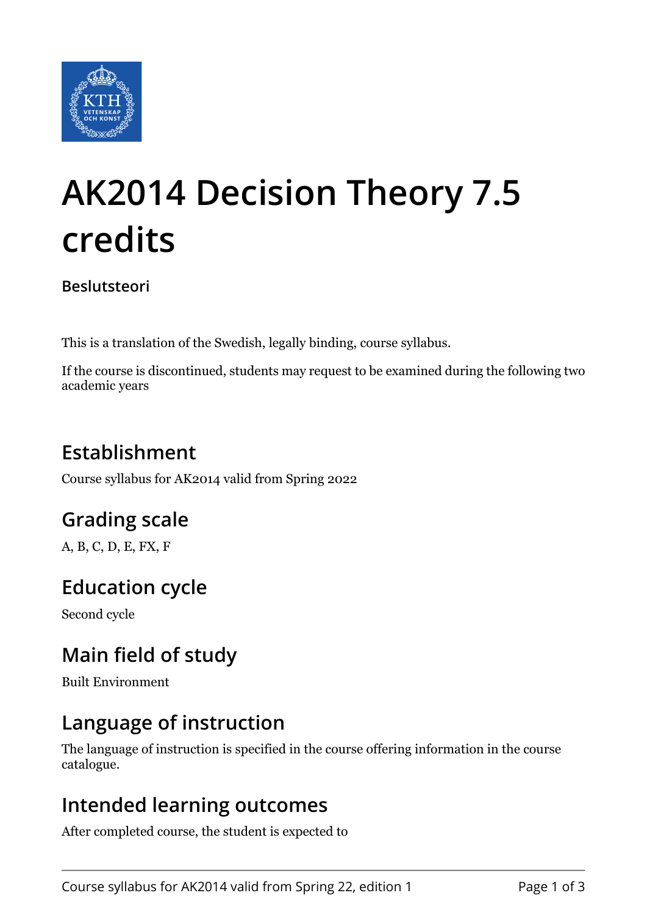# AK2014 Decision Theory 7.5 credits

**Beslutsteori**

This is a translation of the Swedish, legally binding, course syllabus.

If the course is discontinued, students may request to be examined during the following two academic years

## Establishment

Course syllabus for AK2014 valid from Spring 2022

## Grading scale

A, B, C, D, E, FX, F

## Education cycle

Second cycle

## Main field of study

Built Environment

## Language of instruction

The language of instruction is specified in the course offering information in the course catalogue.

## Intended learning outcomes

After completed course, the student is expected to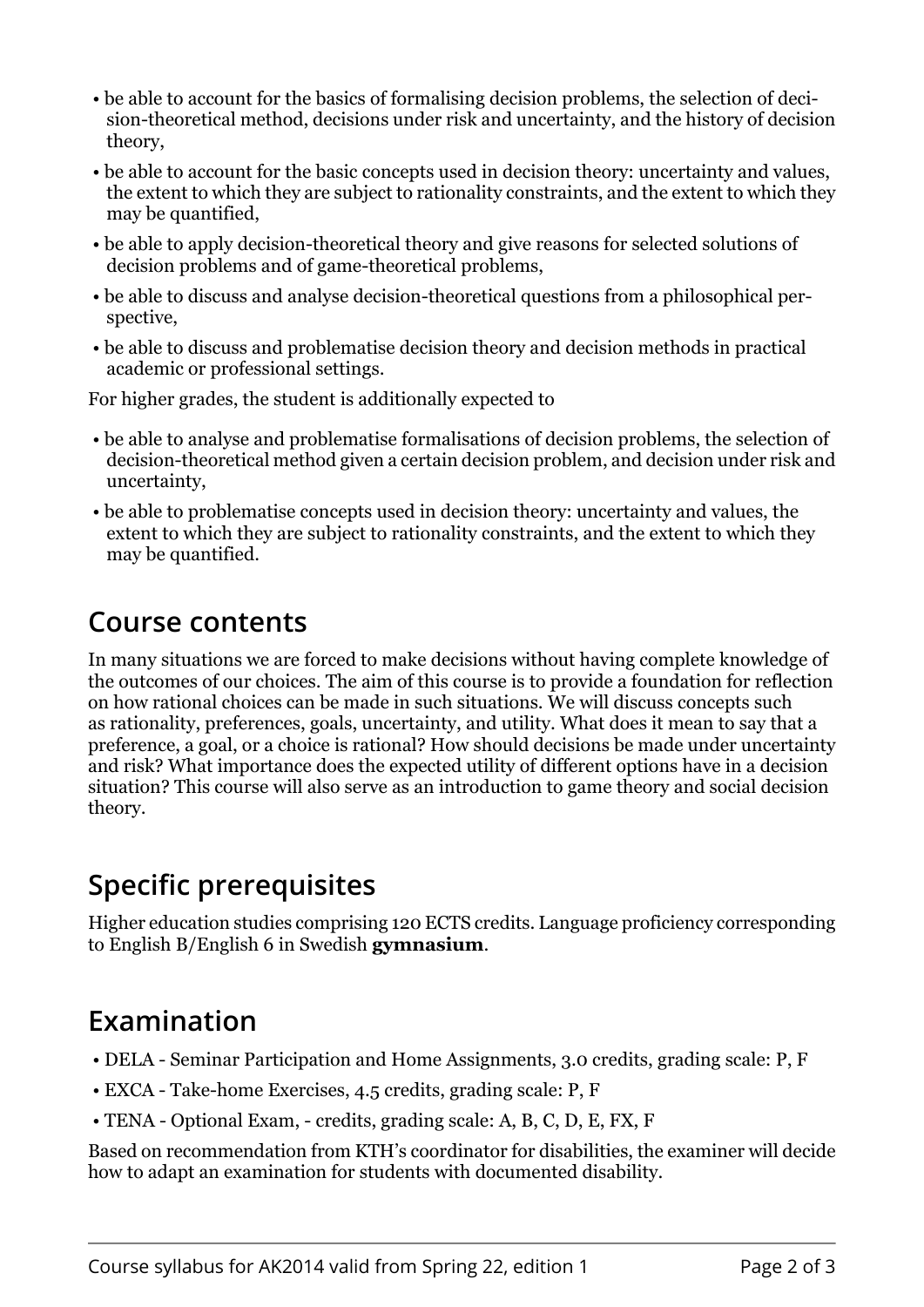- be able to account for the basics of formalising decision problems, the selection of decision-theoretical method, decisions under risk and uncertainty, and the history of decision theory,
- be able to account for the basic concepts used in decision theory: uncertainty and values, the extent to which they are subject to rationality constraints, and the extent to which they may be quantified,
- be able to apply decision-theoretical theory and give reasons for selected solutions of decision problems and of game-theoretical problems,
- be able to discuss and analyse decision-theoretical questions from a philosophical perspective,
- be able to discuss and problematise decision theory and decision methods in practical academic or professional settings.

For higher grades, the student is additionally expected to

- be able to analyse and problematise formalisations of decision problems, the selection of decision-theoretical method given a certain decision problem, and decision under risk and uncertainty,
- be able to problematise concepts used in decision theory: uncertainty and values, the extent to which they are subject to rationality constraints, and the extent to which they may be quantified.

## Course contents

In many situations we are forced to make decisions without having complete knowledge of the outcomes of our choices. The aim of this course is to provide a foundation for reflection on how rational choices can be made in such situations. We will discuss concepts such as rationality, preferences, goals, uncertainty, and utility. What does it mean to say that a preference, a goal, or a choice is rational? How should decisions be made under uncertainty and risk? What importance does the expected utility of different options have in a decision situation? This course will also serve as an introduction to game theory and social decision theory.

## Specific prerequisites

Higher education studies comprising 120 ECTS credits. Language proficiency corresponding to English B/English 6 in Swedish **gymnasium**.

## Examination

- DELA - Seminar Participation and Home Assignments, 3.0 credits, grading scale: P, F
- EXCA - Take-home Exercises, 4.5 credits, grading scale: P, F
- TENA - Optional Exam, - credits, grading scale: A, B, C, D, E, FX, F

Based on recommendation from KTH's coordinator for disabilities, the examiner will decide how to adapt an examination for students with documented disability.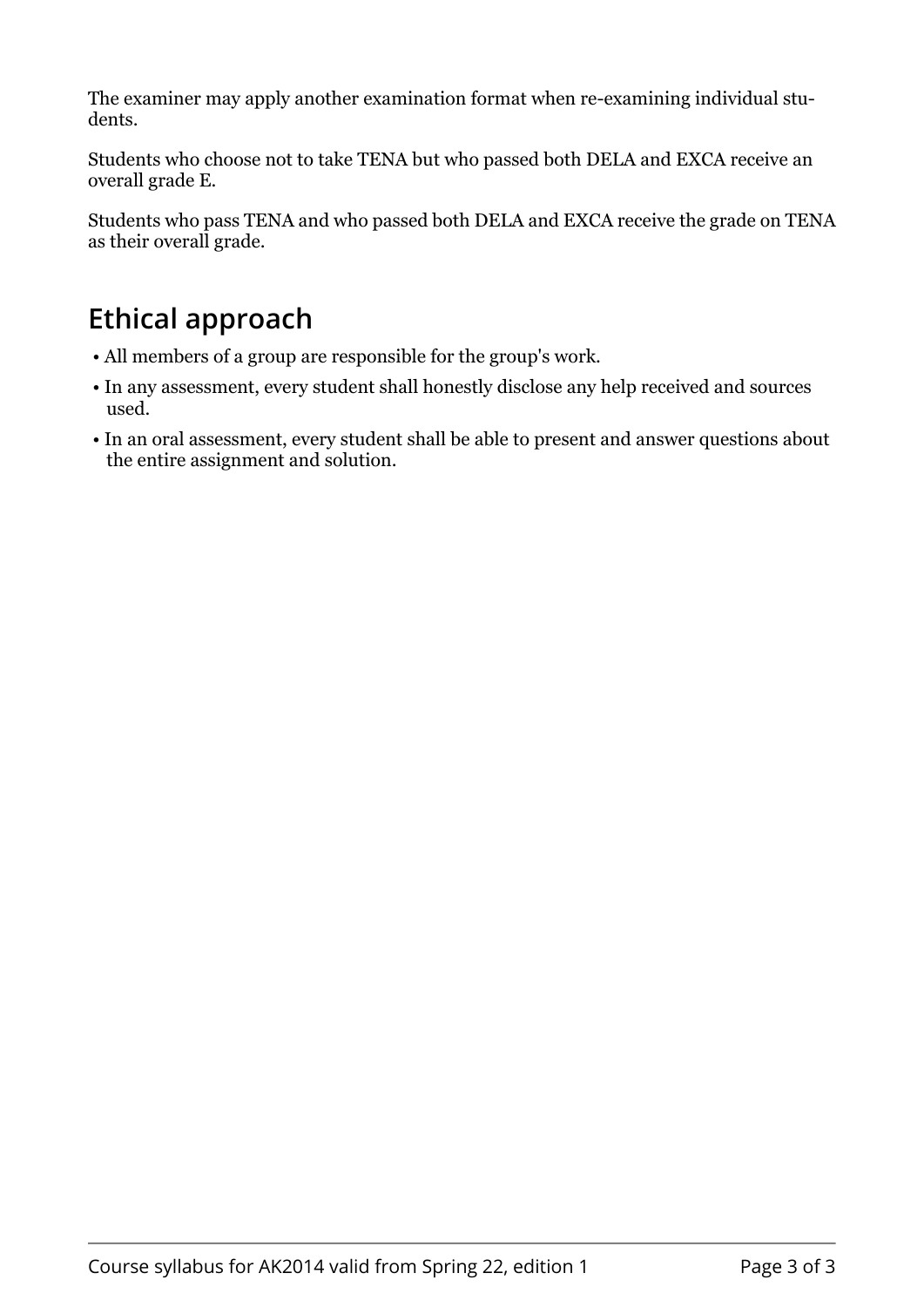The examiner may apply another examination format when re-examining individual students.

Students who choose not to take TENA but who passed both DELA and EXCA receive an overall grade E.

Students who pass TENA and who passed both DELA and EXCA receive the grade on TENA as their overall grade.

## Ethical approach

- All members of a group are responsible for the group's work.
- In any assessment, every student shall honestly disclose any help received and sources used.
- In an oral assessment, every student shall be able to present and answer questions about the entire assignment and solution.